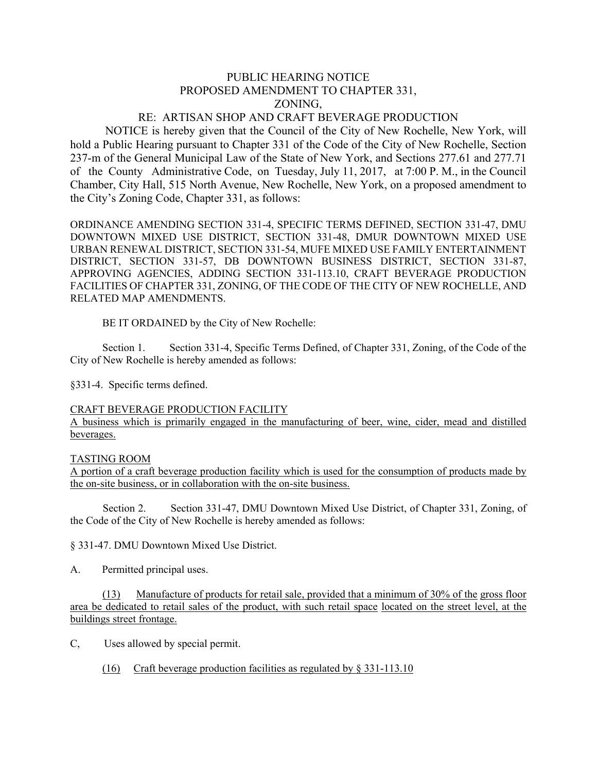# PUBLIC HEARING NOTICE
# PROPOSED AMENDMENT TO CHAPTER 331,
# ZONING,
# RE: ARTISAN SHOP AND CRAFT BEVERAGE PRODUCTION

NOTICE is hereby given that the Council of the City of New Rochelle, New York, will hold a Public Hearing pursuant to Chapter 331 of the Code of the City of New Rochelle, Section 237-m of the General Municipal Law of the State of New York, and Sections 277.61 and 277.71 of the County Administrative Code, on Tuesday, July 11, 2017, at 7:00 P. M., in the Council Chamber, City Hall, 515 North Avenue, New Rochelle, New York, on a proposed amendment to the City's Zoning Code, Chapter 331, as follows:

ORDINANCE AMENDING SECTION 331-4, SPECIFIC TERMS DEFINED, SECTION 331-47, DMU DOWNTOWN MIXED USE DISTRICT, SECTION 331-48, DMUR DOWNTOWN MIXED USE URBAN RENEWAL DISTRICT, SECTION 331-54, MUFE MIXED USE FAMILY ENTERTAINMENT DISTRICT, SECTION 331-57, DB DOWNTOWN BUSINESS DISTRICT, SECTION 331-87, APPROVING AGENCIES, ADDING SECTION 331-113.10, CRAFT BEVERAGE PRODUCTION FACILITIES OF CHAPTER 331, ZONING, OF THE CODE OF THE CITY OF NEW ROCHELLE, AND RELATED MAP AMENDMENTS.

BE IT ORDAINED by the City of New Rochelle:

Section 1. Section 331-4, Specific Terms Defined, of Chapter 331, Zoning, of the Code of the City of New Rochelle is hereby amended as follows:

§331-4. Specific terms defined.

<u>CRAFT BEVERAGE PRODUCTION FACILITY</u>
<u>A business which is primarily engaged in the manufacturing of beer, wine, cider, mead and distilled beverages.</u>

<u>TASTING ROOM</u>
<u>A portion of a craft beverage production facility which is used for the consumption of products made by the on-site business, or in collaboration with the on-site business.</u>

Section 2. Section 331-47, DMU Downtown Mixed Use District, of Chapter 331, Zoning, of the Code of the City of New Rochelle is hereby amended as follows:

§ 331-47. DMU Downtown Mixed Use District.

A. Permitted principal uses.

<u>(13) Manufacture of products for retail sale, provided that a minimum of 30% of the gross floor area be dedicated to retail sales of the product, with such retail space located on the street level, at the buildings street frontage.</u>

C, Uses allowed by special permit.

<u>(16) Craft beverage production facilities as regulated by § 331-113.10</u>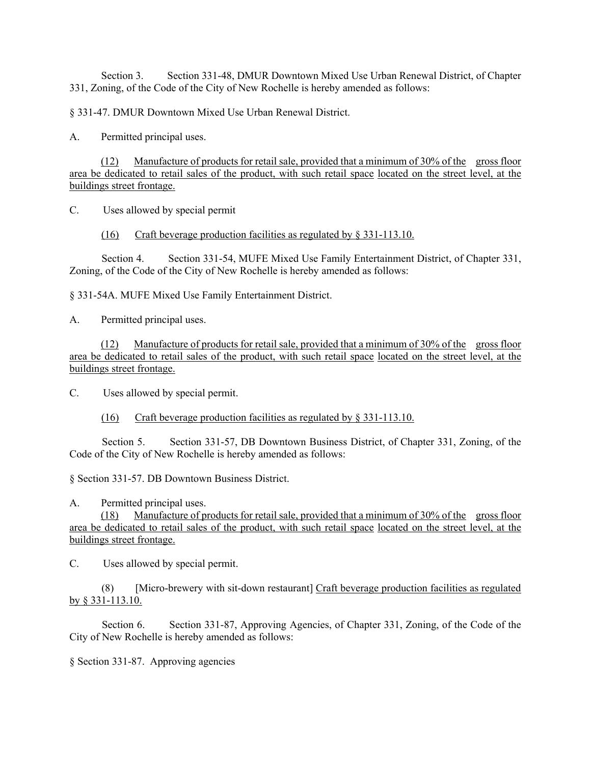Section 3. Section 331-48, DMUR Downtown Mixed Use Urban Renewal District, of Chapter 331, Zoning, of the Code of the City of New Rochelle is hereby amended as follows:

§ 331-47. DMUR Downtown Mixed Use Urban Renewal District.

A. Permitted principal uses.

(12) Manufacture of products for retail sale, provided that a minimum of 30% of the gross floor area be dedicated to retail sales of the product, with such retail space located on the street level, at the buildings street frontage.

C. Uses allowed by special permit

(16) Craft beverage production facilities as regulated by § 331-113.10.

Section 4. Section 331-54, MUFE Mixed Use Family Entertainment District, of Chapter 331, Zoning, of the Code of the City of New Rochelle is hereby amended as follows:

§ 331-54A. MUFE Mixed Use Family Entertainment District.

A. Permitted principal uses.

(12) Manufacture of products for retail sale, provided that a minimum of 30% of the gross floor area be dedicated to retail sales of the product, with such retail space located on the street level, at the buildings street frontage.

C. Uses allowed by special permit.

(16) Craft beverage production facilities as regulated by § 331-113.10.

Section 5. Section 331-57, DB Downtown Business District, of Chapter 331, Zoning, of the Code of the City of New Rochelle is hereby amended as follows:

§ Section 331-57. DB Downtown Business District.

A. Permitted principal uses.

(18) Manufacture of products for retail sale, provided that a minimum of 30% of the gross floor area be dedicated to retail sales of the product, with such retail space located on the street level, at the buildings street frontage.

C. Uses allowed by special permit.

(8) [Micro-brewery with sit-down restaurant] Craft beverage production facilities as regulated by § 331-113.10.

Section 6. Section 331-87, Approving Agencies, of Chapter 331, Zoning, of the Code of the City of New Rochelle is hereby amended as follows:

§ Section 331-87. Approving agencies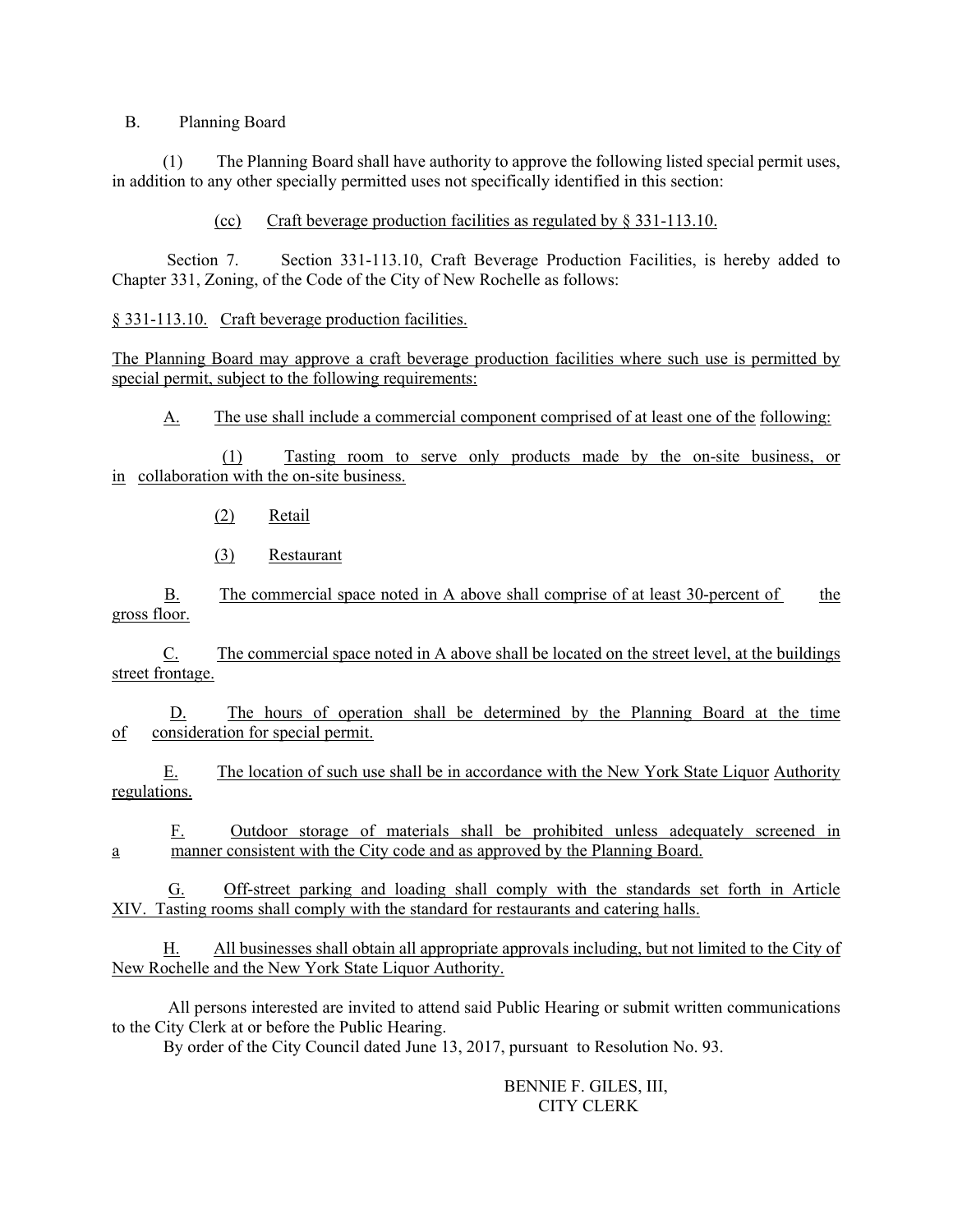B. Planning Board

(1) The Planning Board shall have authority to approve the following listed special permit uses, in addition to any other specially permitted uses not specifically identified in this section:

(cc) Craft beverage production facilities as regulated by § 331-113.10.

Section 7. Section 331-113.10, Craft Beverage Production Facilities, is hereby added to Chapter 331, Zoning, of the Code of the City of New Rochelle as follows:

§ 331-113.10. Craft beverage production facilities.

The Planning Board may approve a craft beverage production facilities where such use is permitted by special permit, subject to the following requirements:

A. The use shall include a commercial component comprised of at least one of the following:

(1) Tasting room to serve only products made by the on-site business, or in collaboration with the on-site business.

(2) Retail

(3) Restaurant

B. The commercial space noted in A above shall comprise of at least 30-percent of the gross floor.

C. The commercial space noted in A above shall be located on the street level, at the buildings street frontage.

D. The hours of operation shall be determined by the Planning Board at the time of consideration for special permit.

E. The location of such use shall be in accordance with the New York State Liquor Authority regulations.

F. Outdoor storage of materials shall be prohibited unless adequately screened in a manner consistent with the City code and as approved by the Planning Board.

G. Off-street parking and loading shall comply with the standards set forth in Article XIV. Tasting rooms shall comply with the standard for restaurants and catering halls.

H. All businesses shall obtain all appropriate approvals including, but not limited to the City of New Rochelle and the New York State Liquor Authority.

All persons interested are invited to attend said Public Hearing or submit written communications to the City Clerk at or before the Public Hearing.

By order of the City Council dated June 13, 2017, pursuant to Resolution No. 93.

BENNIE F. GILES, III,
CITY CLERK